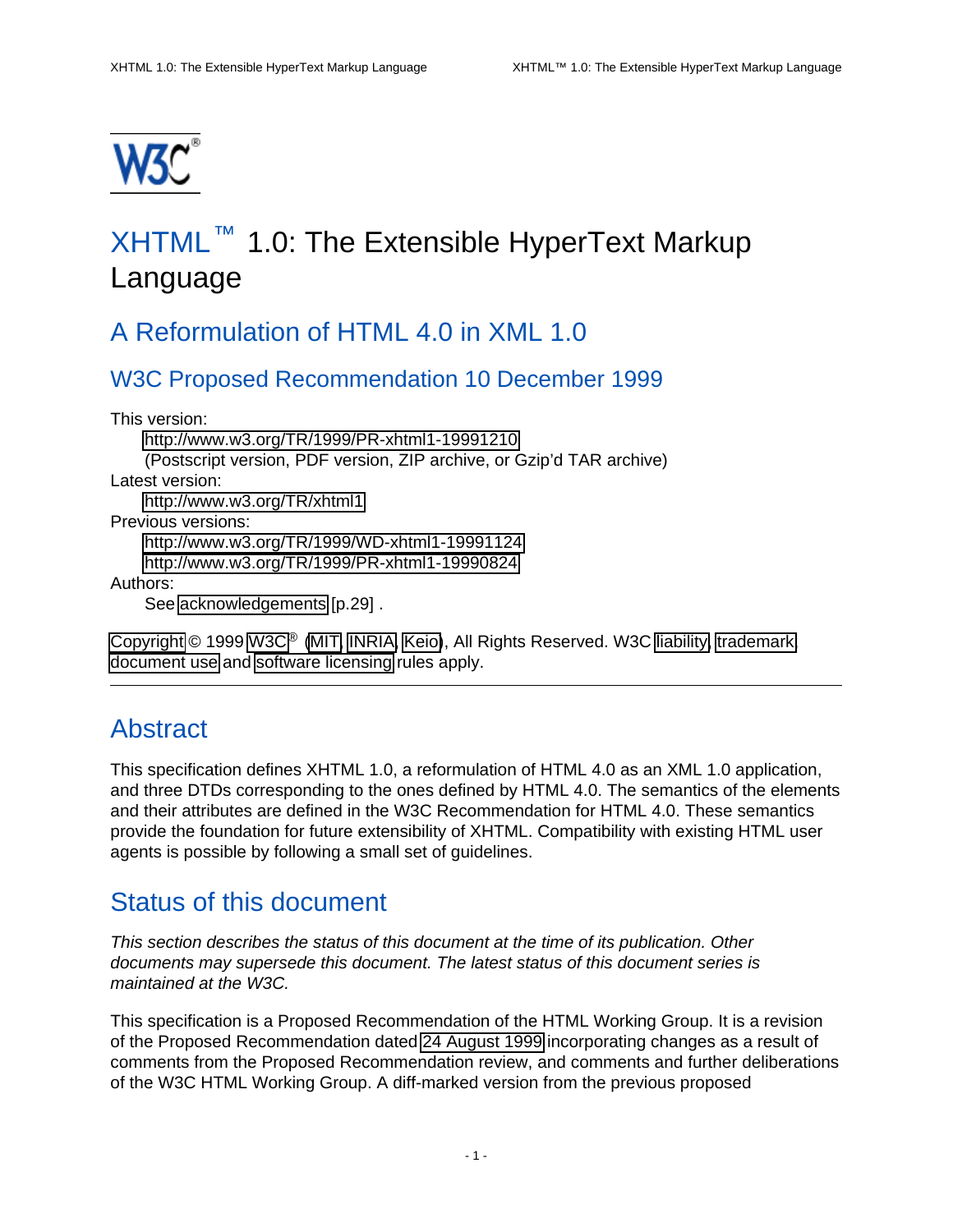# XHTML™ 1.0: The Extensible HyperText Markup Language

## A Reformulation of HTML 4.0 in XML 1.0

### W3C Proposed Recommendation 10 December 1999

This version:
: http://www.w3.org/TR/1999/PR-xhtml1-19991210
: (Postscript version, PDF version, ZIP archive, or Gzip'd TAR archive)

Latest version:
: http://www.w3.org/TR/xhtml1

Previous versions:
: http://www.w3.org/TR/1999/WD-xhtml1-19991124
: http://www.w3.org/TR/1999/PR-xhtml1-19990824

Authors:
: See acknowledgements [p.29] .

Copyright © 1999 W3C® (MIT, INRIA, Keio), All Rights Reserved. W3C liability, trademark, document use and software licensing rules apply.

---

## Abstract

This specification defines XHTML 1.0, a reformulation of HTML 4.0 as an XML 1.0 application, and three DTDs corresponding to the ones defined by HTML 4.0. The semantics of the elements and their attributes are defined in the W3C Recommendation for HTML 4.0. These semantics provide the foundation for future extensibility of XHTML. Compatibility with existing HTML user agents is possible by following a small set of guidelines.

## Status of this document

*This section describes the status of this document at the time of its publication. Other documents may supersede this document. The latest status of this document series is maintained at the W3C.*

This specification is a Proposed Recommendation of the HTML Working Group. It is a revision of the Proposed Recommendation dated 24 August 1999 incorporating changes as a result of comments from the Proposed Recommendation review, and comments and further deliberations of the W3C HTML Working Group. A diff-marked version from the previous proposed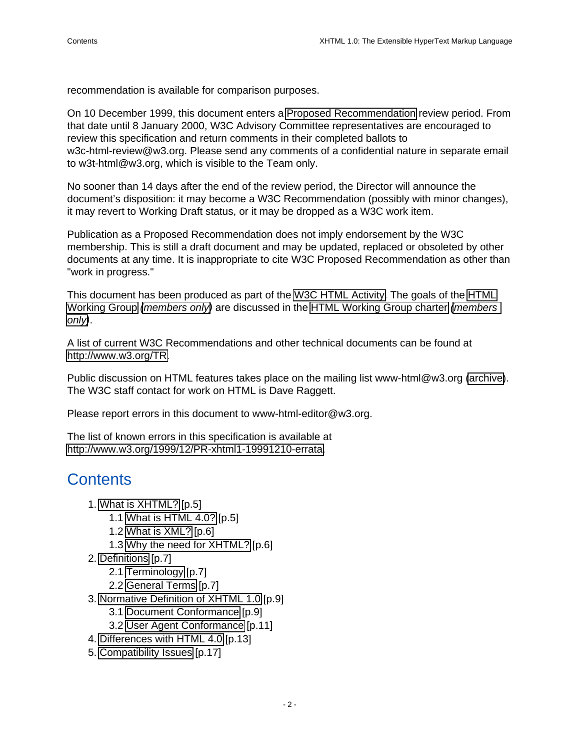recommendation is available for comparison purposes.

On 10 December 1999, this document enters a Proposed Recommendation review period. From that date until 8 January 2000, W3C Advisory Committee representatives are encouraged to review this specification and return comments in their completed ballots to w3c-html-review@w3.org. Please send any comments of a confidential nature in separate email to w3t-html@w3.org, which is visible to the Team only.

No sooner than 14 days after the end of the review period, the Director will announce the document's disposition: it may become a W3C Recommendation (possibly with minor changes), it may revert to Working Draft status, or it may be dropped as a W3C work item.

Publication as a Proposed Recommendation does not imply endorsement by the W3C membership. This is still a draft document and may be updated, replaced or obsoleted by other documents at any time. It is inappropriate to cite W3C Proposed Recommendation as other than "work in progress."

This document has been produced as part of the W3C HTML Activity. The goals of the HTML Working Group (*members only*) are discussed in the HTML Working Group charter (*members only*).

A list of current W3C Recommendations and other technical documents can be found at http://www.w3.org/TR.

Public discussion on HTML features takes place on the mailing list www-html@w3.org (archive). The W3C staff contact for work on HTML is Dave Raggett.

Please report errors in this document to www-html-editor@w3.org.

The list of known errors in this specification is available at http://www.w3.org/1999/12/PR-xhtml1-19991210-errata.

## Contents

1. What is XHTML? [p.5]
    - 1.1 What is HTML 4.0? [p.5]
    - 1.2 What is XML? [p.6]
    - 1.3 Why the need for XHTML? [p.6]
2. Definitions [p.7]
    - 2.1 Terminology [p.7]
    - 2.2 General Terms [p.7]
3. Normative Definition of XHTML 1.0 [p.9]
    - 3.1 Document Conformance [p.9]
    - 3.2 User Agent Conformance [p.11]
4. Differences with HTML 4.0 [p.13]
5. Compatibility Issues [p.17]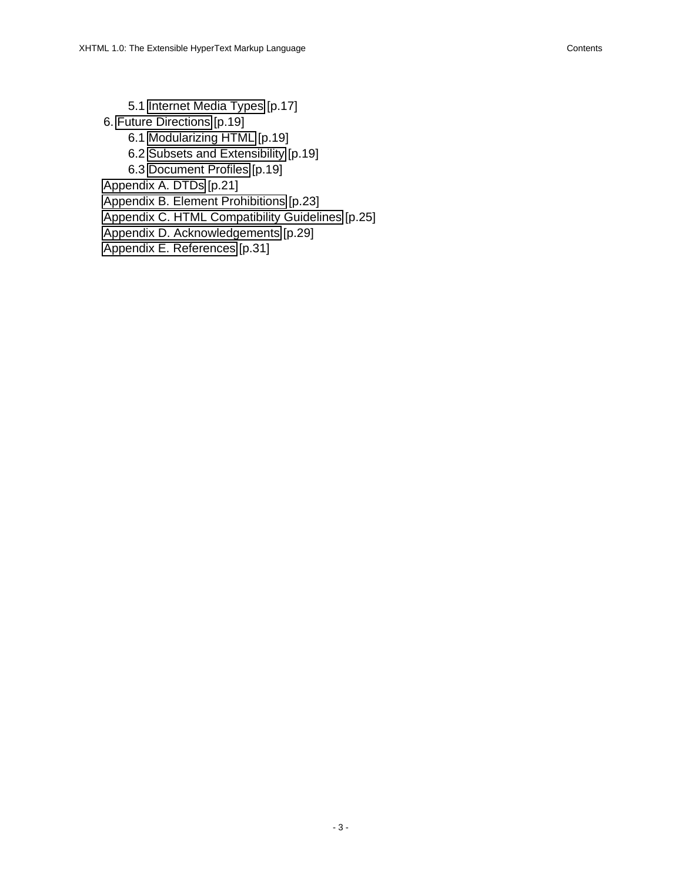- 5.1 Internet Media Types [p.17]
- 6. Future Directions [p.19]
  - 6.1 Modularizing HTML [p.19]
  - 6.2 Subsets and Extensibility [p.19]
  - 6.3 Document Profiles [p.19]
- Appendix A. DTDs [p.21]
- Appendix B. Element Prohibitions [p.23]
- Appendix C. HTML Compatibility Guidelines [p.25]
- Appendix D. Acknowledgements [p.29]
- Appendix E. References [p.31]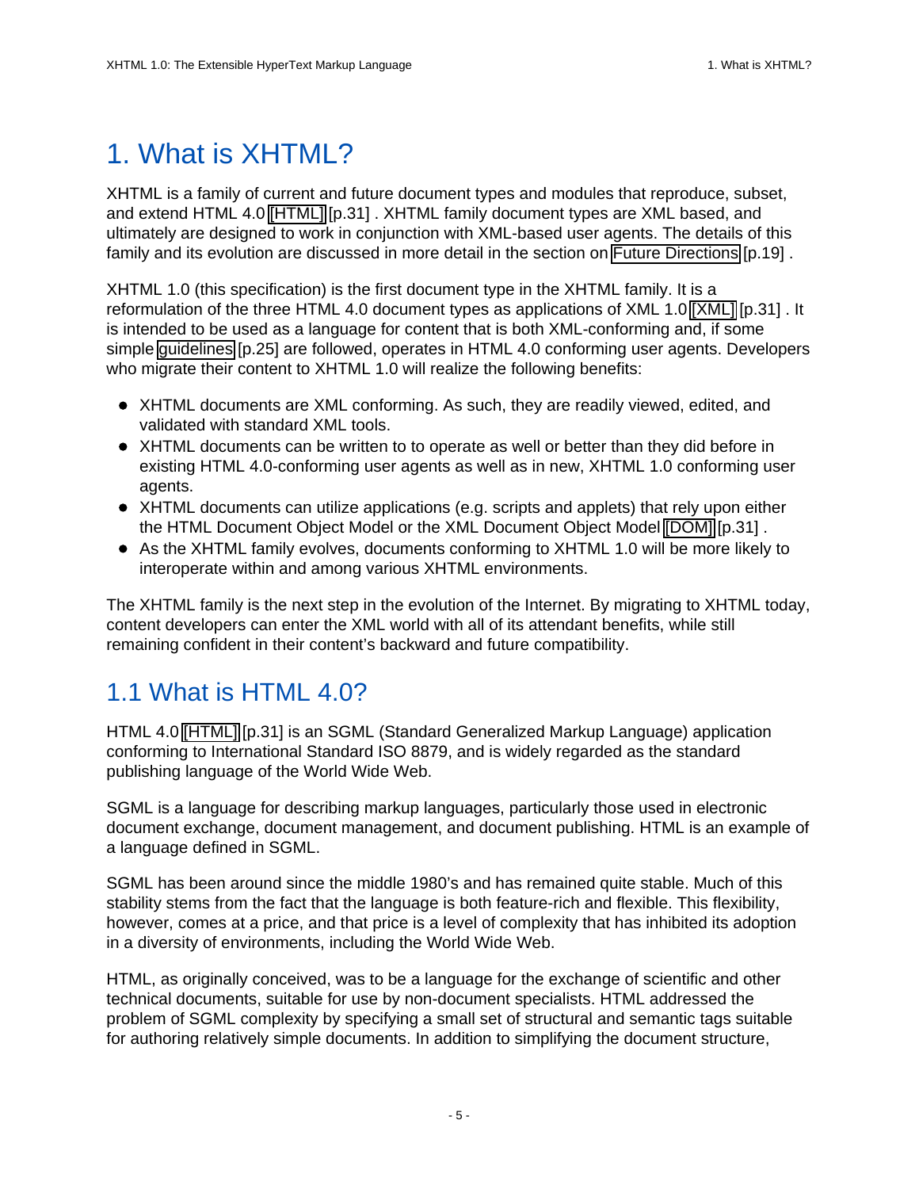# 1. What is XHTML?

XHTML is a family of current and future document types and modules that reproduce, subset, and extend HTML 4.0 [HTML] [p.31] . XHTML family document types are XML based, and ultimately are designed to work in conjunction with XML-based user agents. The details of this family and its evolution are discussed in more detail in the section on Future Directions [p.19] .

XHTML 1.0 (this specification) is the first document type in the XHTML family. It is a reformulation of the three HTML 4.0 document types as applications of XML 1.0 [XML] [p.31] . It is intended to be used as a language for content that is both XML-conforming and, if some simple guidelines [p.25] are followed, operates in HTML 4.0 conforming user agents. Developers who migrate their content to XHTML 1.0 will realize the following benefits:

- XHTML documents are XML conforming. As such, they are readily viewed, edited, and validated with standard XML tools.
- XHTML documents can be written to to operate as well or better than they did before in existing HTML 4.0-conforming user agents as well as in new, XHTML 1.0 conforming user agents.
- XHTML documents can utilize applications (e.g. scripts and applets) that rely upon either the HTML Document Object Model or the XML Document Object Model [DOM] [p.31] .
- As the XHTML family evolves, documents conforming to XHTML 1.0 will be more likely to interoperate within and among various XHTML environments.

The XHTML family is the next step in the evolution of the Internet. By migrating to XHTML today, content developers can enter the XML world with all of its attendant benefits, while still remaining confident in their content's backward and future compatibility.

## 1.1 What is HTML 4.0?

HTML 4.0 [HTML] [p.31] is an SGML (Standard Generalized Markup Language) application conforming to International Standard ISO 8879, and is widely regarded as the standard publishing language of the World Wide Web.

SGML is a language for describing markup languages, particularly those used in electronic document exchange, document management, and document publishing. HTML is an example of a language defined in SGML.

SGML has been around since the middle 1980's and has remained quite stable. Much of this stability stems from the fact that the language is both feature-rich and flexible. This flexibility, however, comes at a price, and that price is a level of complexity that has inhibited its adoption in a diversity of environments, including the World Wide Web.

HTML, as originally conceived, was to be a language for the exchange of scientific and other technical documents, suitable for use by non-document specialists. HTML addressed the problem of SGML complexity by specifying a small set of structural and semantic tags suitable for authoring relatively simple documents. In addition to simplifying the document structure,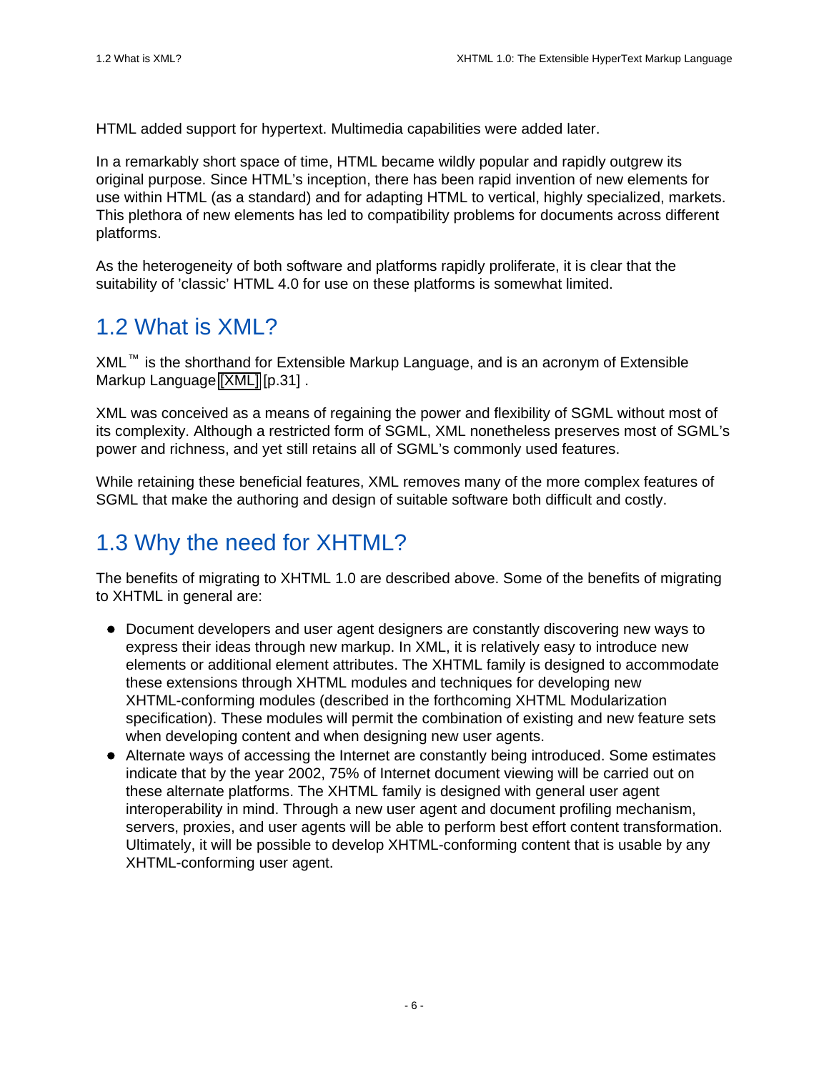HTML added support for hypertext. Multimedia capabilities were added later.

In a remarkably short space of time, HTML became wildly popular and rapidly outgrew its original purpose. Since HTML's inception, there has been rapid invention of new elements for use within HTML (as a standard) and for adapting HTML to vertical, highly specialized, markets. This plethora of new elements has led to compatibility problems for documents across different platforms.

As the heterogeneity of both software and platforms rapidly proliferate, it is clear that the suitability of 'classic' HTML 4.0 for use on these platforms is somewhat limited.

## 1.2 What is XML?

XML™ is the shorthand for Extensible Markup Language, and is an acronym of Extensible Markup Language [XML] [p.31] .

XML was conceived as a means of regaining the power and flexibility of SGML without most of its complexity. Although a restricted form of SGML, XML nonetheless preserves most of SGML's power and richness, and yet still retains all of SGML's commonly used features.

While retaining these beneficial features, XML removes many of the more complex features of SGML that make the authoring and design of suitable software both difficult and costly.

## 1.3 Why the need for XHTML?

The benefits of migrating to XHTML 1.0 are described above. Some of the benefits of migrating to XHTML in general are:

- Document developers and user agent designers are constantly discovering new ways to express their ideas through new markup. In XML, it is relatively easy to introduce new elements or additional element attributes. The XHTML family is designed to accommodate these extensions through XHTML modules and techniques for developing new XHTML-conforming modules (described in the forthcoming XHTML Modularization specification). These modules will permit the combination of existing and new feature sets when developing content and when designing new user agents.
- Alternate ways of accessing the Internet are constantly being introduced. Some estimates indicate that by the year 2002, 75% of Internet document viewing will be carried out on these alternate platforms. The XHTML family is designed with general user agent interoperability in mind. Through a new user agent and document profiling mechanism, servers, proxies, and user agents will be able to perform best effort content transformation. Ultimately, it will be possible to develop XHTML-conforming content that is usable by any XHTML-conforming user agent.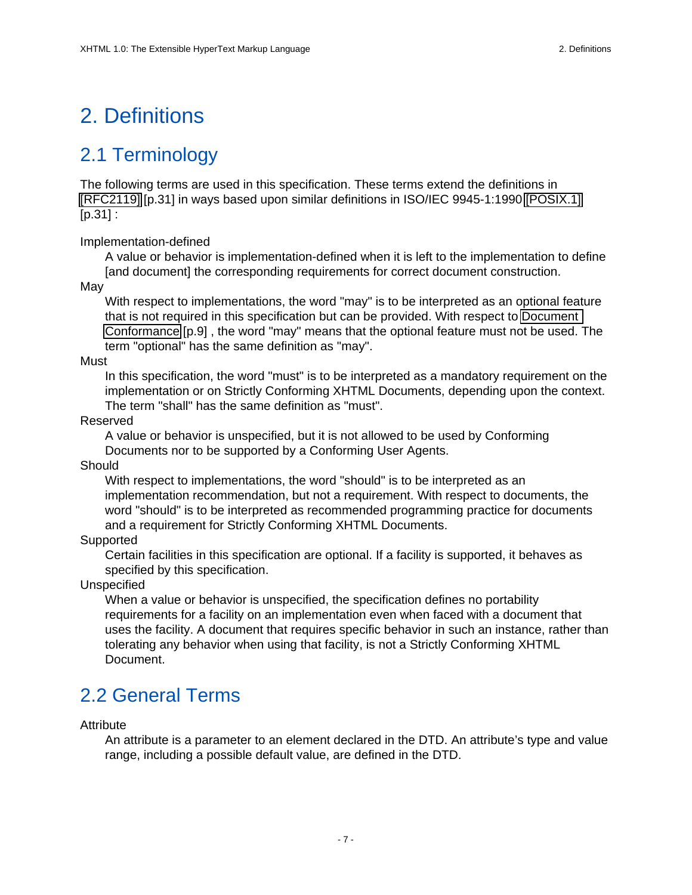# 2. Definitions

## 2.1 Terminology

The following terms are used in this specification. These terms extend the definitions in [RFC2119] [p.31] in ways based upon similar definitions in ISO/IEC 9945-1:1990 [POSIX.1] [p.31] :

Implementation-defined
: A value or behavior is implementation-defined when it is left to the implementation to define [and document] the corresponding requirements for correct document construction.

May
: With respect to implementations, the word "may" is to be interpreted as an optional feature that is not required in this specification but can be provided. With respect to Document Conformance [p.9] , the word "may" means that the optional feature must not be used. The term "optional" has the same definition as "may".

Must
: In this specification, the word "must" is to be interpreted as a mandatory requirement on the implementation or on Strictly Conforming XHTML Documents, depending upon the context. The term "shall" has the same definition as "must".

Reserved
: A value or behavior is unspecified, but it is not allowed to be used by Conforming Documents nor to be supported by a Conforming User Agents.

Should
: With respect to implementations, the word "should" is to be interpreted as an implementation recommendation, but not a requirement. With respect to documents, the word "should" is to be interpreted as recommended programming practice for documents and a requirement for Strictly Conforming XHTML Documents.

Supported
: Certain facilities in this specification are optional. If a facility is supported, it behaves as specified by this specification.

Unspecified
: When a value or behavior is unspecified, the specification defines no portability requirements for a facility on an implementation even when faced with a document that uses the facility. A document that requires specific behavior in such an instance, rather than tolerating any behavior when using that facility, is not a Strictly Conforming XHTML Document.

## 2.2 General Terms

Attribute
: An attribute is a parameter to an element declared in the DTD. An attribute's type and value range, including a possible default value, are defined in the DTD.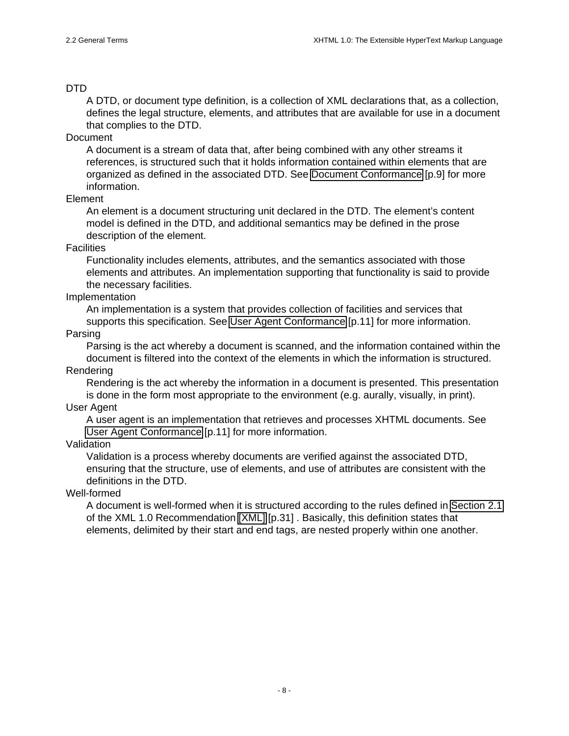DTD
: A DTD, or document type definition, is a collection of XML declarations that, as a collection, defines the legal structure, elements, and attributes that are available for use in a document that complies to the DTD.

Document
: A document is a stream of data that, after being combined with any other streams it references, is structured such that it holds information contained within elements that are organized as defined in the associated DTD. See Document Conformance [p.9] for more information.

Element
: An element is a document structuring unit declared in the DTD. The element's content model is defined in the DTD, and additional semantics may be defined in the prose description of the element.

Facilities
: Functionality includes elements, attributes, and the semantics associated with those elements and attributes. An implementation supporting that functionality is said to provide the necessary facilities.

Implementation
: An implementation is a system that provides collection of facilities and services that supports this specification. See User Agent Conformance [p.11] for more information.

Parsing
: Parsing is the act whereby a document is scanned, and the information contained within the document is filtered into the context of the elements in which the information is structured.

Rendering
: Rendering is the act whereby the information in a document is presented. This presentation is done in the form most appropriate to the environment (e.g. aurally, visually, in print).

User Agent
: A user agent is an implementation that retrieves and processes XHTML documents. See User Agent Conformance [p.11] for more information.

Validation
: Validation is a process whereby documents are verified against the associated DTD, ensuring that the structure, use of elements, and use of attributes are consistent with the definitions in the DTD.

Well-formed
: A document is well-formed when it is structured according to the rules defined in Section 2.1 of the XML 1.0 Recommendation [XML] [p.31] . Basically, this definition states that elements, delimited by their start and end tags, are nested properly within one another.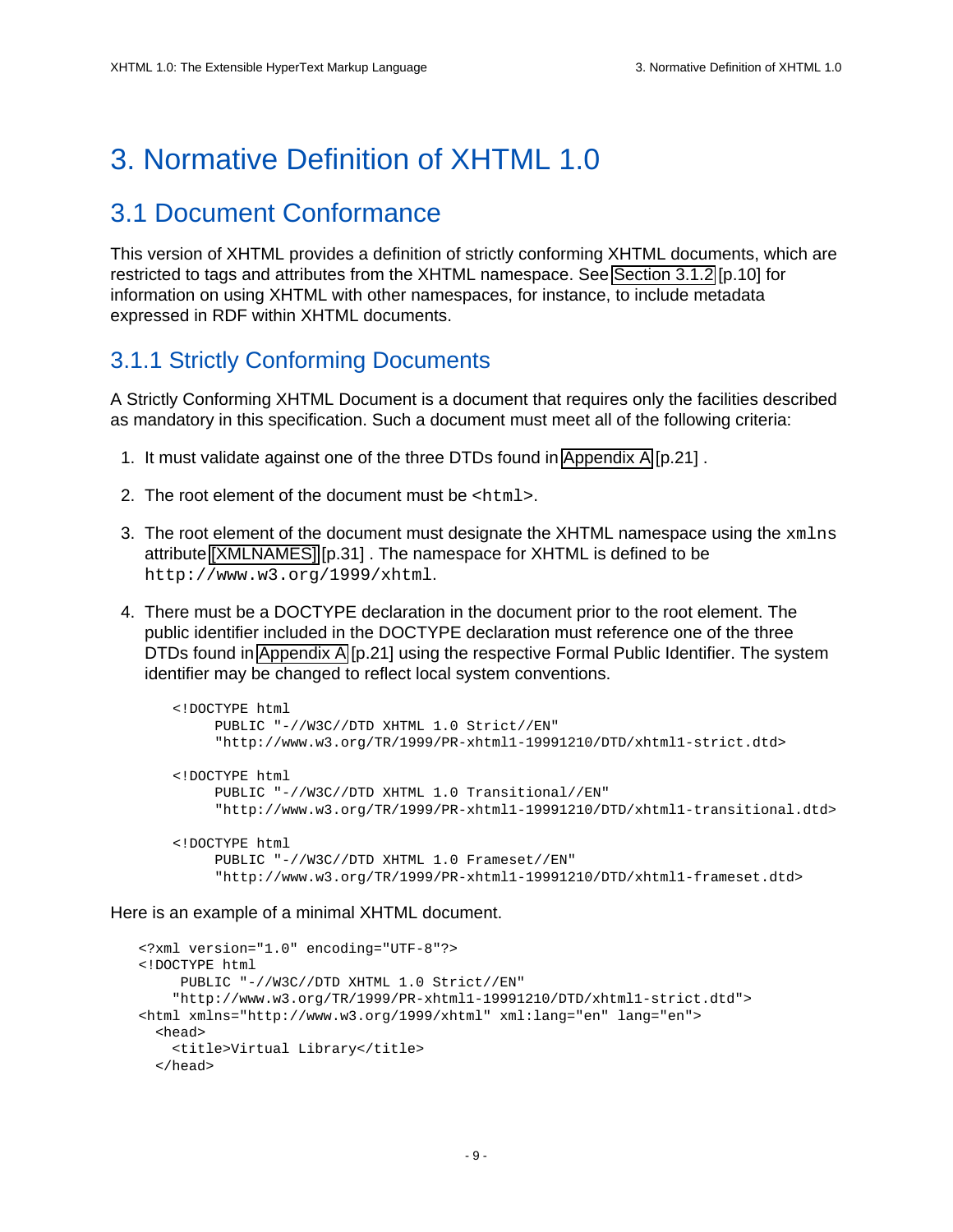# 3. Normative Definition of XHTML 1.0

## 3.1 Document Conformance

This version of XHTML provides a definition of strictly conforming XHTML documents, which are restricted to tags and attributes from the XHTML namespace. See Section 3.1.2 [p.10] for information on using XHTML with other namespaces, for instance, to include metadata expressed in RDF within XHTML documents.

### 3.1.1 Strictly Conforming Documents

A Strictly Conforming XHTML Document is a document that requires only the facilities described as mandatory in this specification. Such a document must meet all of the following criteria:

1. It must validate against one of the three DTDs found in Appendix A [p.21] .
2. The root element of the document must be `<html>`.
3. The root element of the document must designate the XHTML namespace using the `xmlns` attribute [XMLNAMES] [p.31] . The namespace for XHTML is defined to be `http://www.w3.org/1999/xhtml`.
4. There must be a DOCTYPE declaration in the document prior to the root element. The public identifier included in the DOCTYPE declaration must reference one of the three DTDs found in Appendix A [p.21] using the respective Formal Public Identifier. The system identifier may be changed to reflect local system conventions.

```
<!DOCTYPE html
     PUBLIC "-//W3C//DTD XHTML 1.0 Strict//EN"
     "http://www.w3.org/TR/1999/PR-xhtml1-19991210/DTD/xhtml1-strict.dtd>

<!DOCTYPE html
     PUBLIC "-//W3C//DTD XHTML 1.0 Transitional//EN"
     "http://www.w3.org/TR/1999/PR-xhtml1-19991210/DTD/xhtml1-transitional.dtd>

<!DOCTYPE html
     PUBLIC "-//W3C//DTD XHTML 1.0 Frameset//EN"
     "http://www.w3.org/TR/1999/PR-xhtml1-19991210/DTD/xhtml1-frameset.dtd>
```

Here is an example of a minimal XHTML document.

```
<?xml version="1.0" encoding="UTF-8"?>
<!DOCTYPE html
     PUBLIC "-//W3C//DTD XHTML 1.0 Strict//EN"
    "http://www.w3.org/TR/1999/PR-xhtml1-19991210/DTD/xhtml1-strict.dtd">
<html xmlns="http://www.w3.org/1999/xhtml" xml:lang="en" lang="en">
  <head>
    <title>Virtual Library</title>
  </head>
```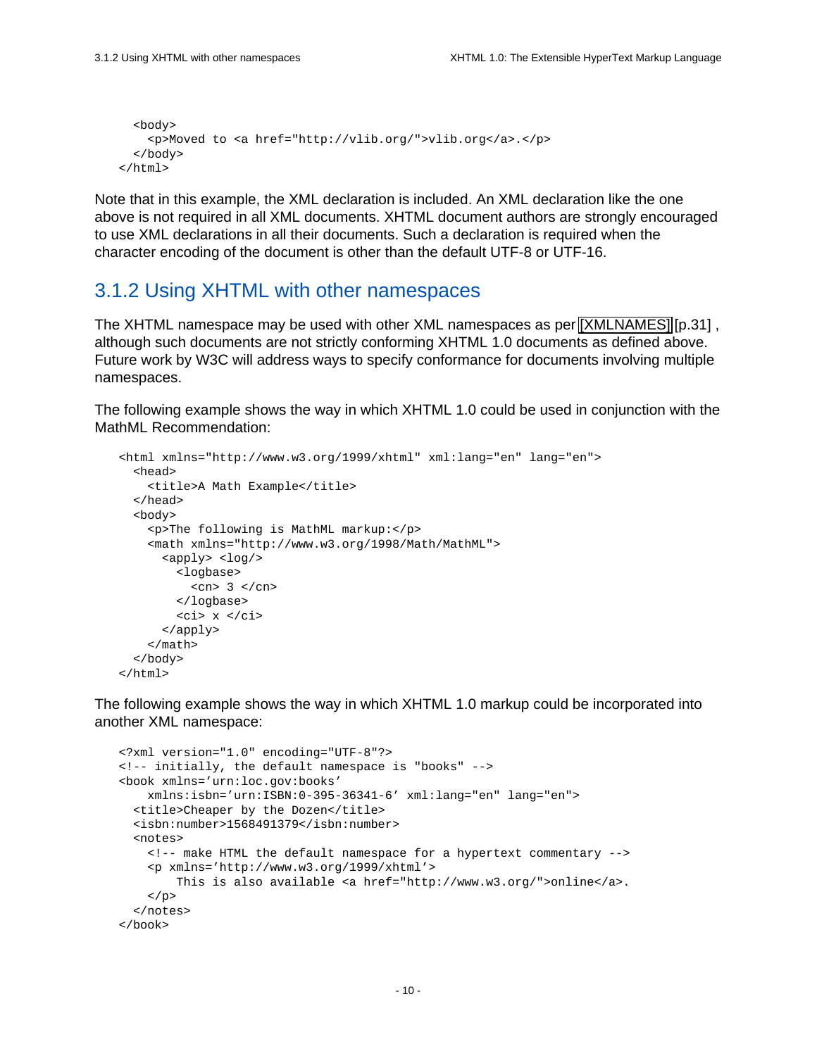```
  <body>
    <p>Moved to <a href="http://vlib.org/">vlib.org</a>.</p>
  </body>
</html>
```

Note that in this example, the XML declaration is included. An XML declaration like the one above is not required in all XML documents. XHTML document authors are strongly encouraged to use XML declarations in all their documents. Such a declaration is required when the character encoding of the document is other than the default UTF-8 or UTF-16.

## 3.1.2 Using XHTML with other namespaces

The XHTML namespace may be used with other XML namespaces as per [XMLNAMES] [p.31] , although such documents are not strictly conforming XHTML 1.0 documents as defined above. Future work by W3C will address ways to specify conformance for documents involving multiple namespaces.

The following example shows the way in which XHTML 1.0 could be used in conjunction with the MathML Recommendation:

```
<html xmlns="http://www.w3.org/1999/xhtml" xml:lang="en" lang="en">
  <head>
    <title>A Math Example</title>
  </head>
  <body>
    <p>The following is MathML markup:</p>
    <math xmlns="http://www.w3.org/1998/Math/MathML">
      <apply> <log/>
        <logbase>
          <cn> 3 </cn>
        </logbase>
        <ci> x </ci>
      </apply>
    </math>
  </body>
</html>
```

The following example shows the way in which XHTML 1.0 markup could be incorporated into another XML namespace:

```
<?xml version="1.0" encoding="UTF-8"?>
<!-- initially, the default namespace is "books" -->
<book xmlns='urn:loc.gov:books'
    xmlns:isbn='urn:ISBN:0-395-36341-6' xml:lang="en" lang="en">
  <title>Cheaper by the Dozen</title>
  <isbn:number>1568491379</isbn:number>
  <notes>
    <!-- make HTML the default namespace for a hypertext commentary -->
    <p xmlns='http://www.w3.org/1999/xhtml'>
        This is also available <a href="http://www.w3.org/">online</a>.
    </p>
  </notes>
</book>
```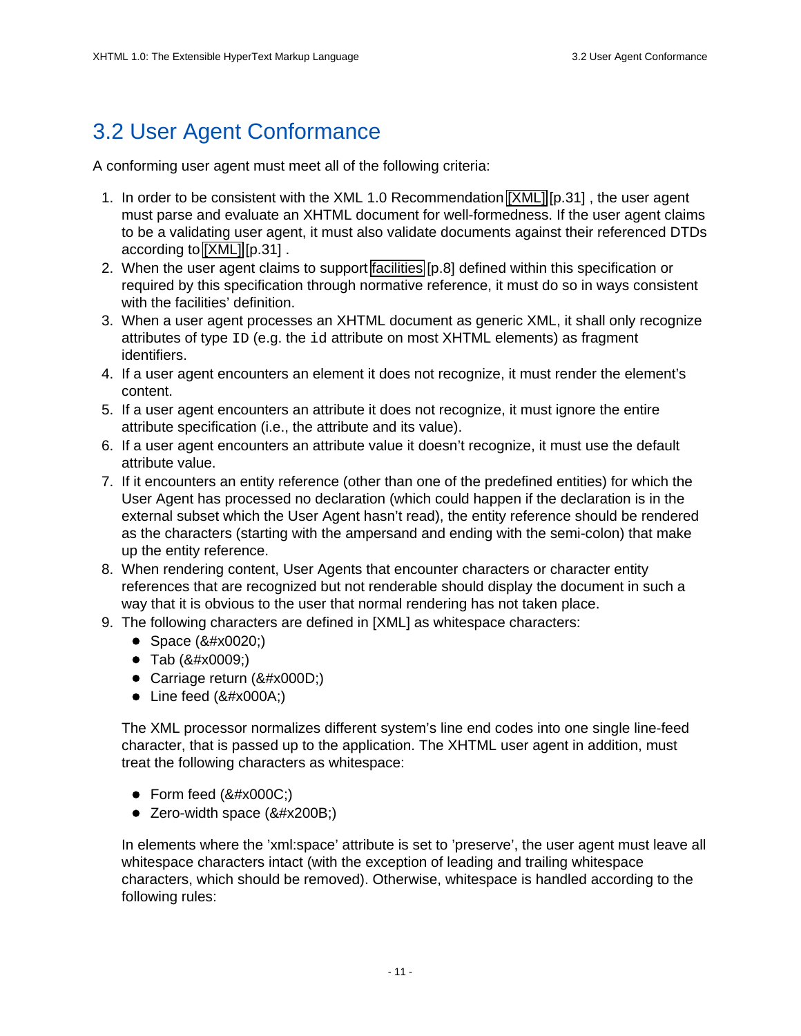## 3.2 User Agent Conformance

A conforming user agent must meet all of the following criteria:

1. In order to be consistent with the XML 1.0 Recommendation [XML] [p.31] , the user agent must parse and evaluate an XHTML document for well-formedness. If the user agent claims to be a validating user agent, it must also validate documents against their referenced DTDs according to [XML] [p.31] .
2. When the user agent claims to support facilities [p.8] defined within this specification or required by this specification through normative reference, it must do so in ways consistent with the facilities' definition.
3. When a user agent processes an XHTML document as generic XML, it shall only recognize attributes of type `ID` (e.g. the `id` attribute on most XHTML elements) as fragment identifiers.
4. If a user agent encounters an element it does not recognize, it must render the element's content.
5. If a user agent encounters an attribute it does not recognize, it must ignore the entire attribute specification (i.e., the attribute and its value).
6. If a user agent encounters an attribute value it doesn't recognize, it must use the default attribute value.
7. If it encounters an entity reference (other than one of the predefined entities) for which the User Agent has processed no declaration (which could happen if the declaration is in the external subset which the User Agent hasn't read), the entity reference should be rendered as the characters (starting with the ampersand and ending with the semi-colon) that make up the entity reference.
8. When rendering content, User Agents that encounter characters or character entity references that are recognized but not renderable should display the document in such a way that it is obvious to the user that normal rendering has not taken place.
9. The following characters are defined in [XML] as whitespace characters:
   - Space (&#x0020;)
   - Tab (&#x0009;)
   - Carriage return (&#x000D;)
   - Line feed (&#x000A;)

   The XML processor normalizes different system's line end codes into one single line-feed character, that is passed up to the application. The XHTML user agent in addition, must treat the following characters as whitespace:

   - Form feed (&#x000C;)
   - Zero-width space (&#x200B;)

   In elements where the 'xml:space' attribute is set to 'preserve', the user agent must leave all whitespace characters intact (with the exception of leading and trailing whitespace characters, which should be removed). Otherwise, whitespace is handled according to the following rules: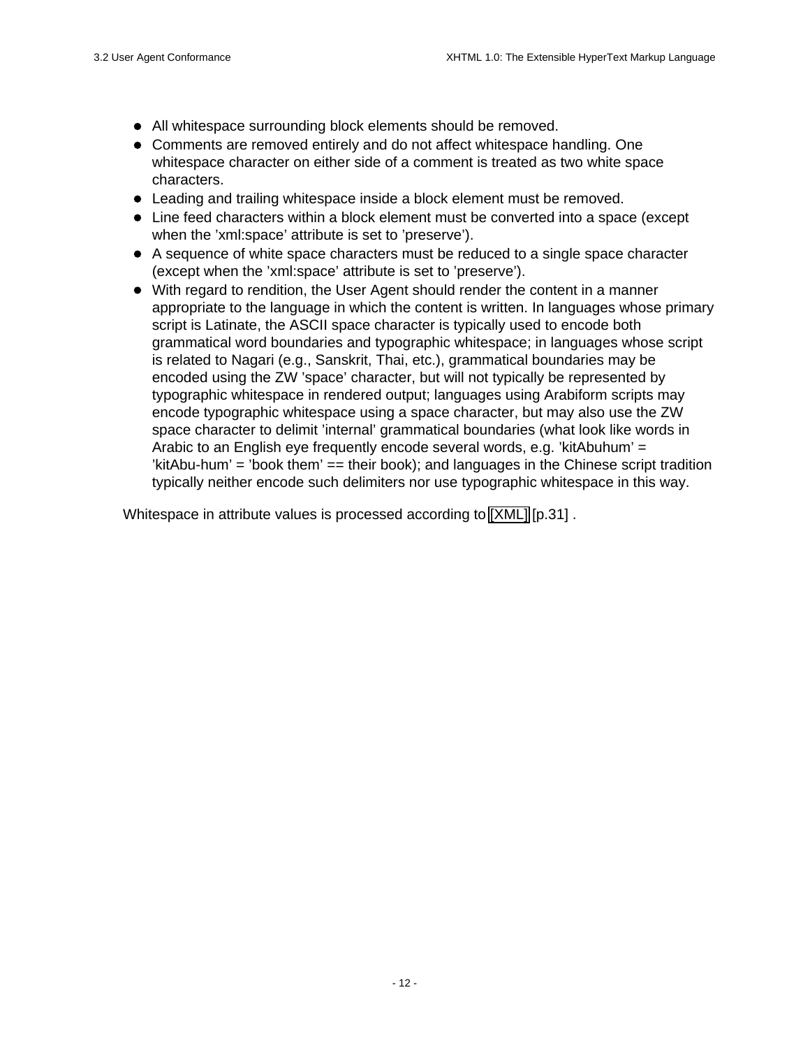- All whitespace surrounding block elements should be removed.
- Comments are removed entirely and do not affect whitespace handling. One whitespace character on either side of a comment is treated as two white space characters.
- Leading and trailing whitespace inside a block element must be removed.
- Line feed characters within a block element must be converted into a space (except when the 'xml:space' attribute is set to 'preserve').
- A sequence of white space characters must be reduced to a single space character (except when the 'xml:space' attribute is set to 'preserve').
- With regard to rendition, the User Agent should render the content in a manner appropriate to the language in which the content is written. In languages whose primary script is Latinate, the ASCII space character is typically used to encode both grammatical word boundaries and typographic whitespace; in languages whose script is related to Nagari (e.g., Sanskrit, Thai, etc.), grammatical boundaries may be encoded using the ZW 'space' character, but will not typically be represented by typographic whitespace in rendered output; languages using Arabiform scripts may encode typographic whitespace using a space character, but may also use the ZW space character to delimit 'internal' grammatical boundaries (what look like words in Arabic to an English eye frequently encode several words, e.g. 'kitAbuhum' = 'kitAbu-hum' = 'book them' == their book); and languages in the Chinese script tradition typically neither encode such delimiters nor use typographic whitespace in this way.

Whitespace in attribute values is processed according to [XML] [p.31] .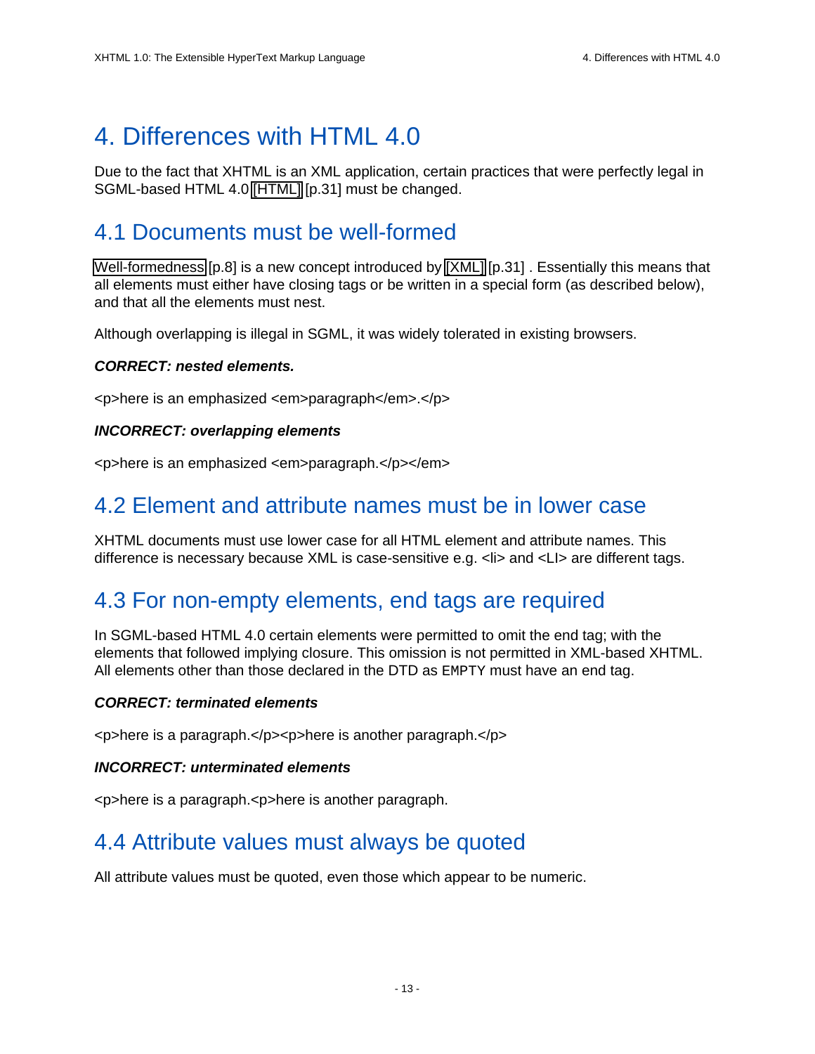# 4. Differences with HTML 4.0

Due to the fact that XHTML is an XML application, certain practices that were perfectly legal in SGML-based HTML 4.0 [HTML] [p.31] must be changed.

## 4.1 Documents must be well-formed

Well-formedness [p.8] is a new concept introduced by [XML] [p.31] . Essentially this means that all elements must either have closing tags or be written in a special form (as described below), and that all the elements must nest.

Although overlapping is illegal in SGML, it was widely tolerated in existing browsers.

***CORRECT: nested elements.***

<p>here is an emphasized <em>paragraph</em>.</p>

***INCORRECT: overlapping elements***

<p>here is an emphasized <em>paragraph.</p></em>

## 4.2 Element and attribute names must be in lower case

XHTML documents must use lower case for all HTML element and attribute names. This difference is necessary because XML is case-sensitive e.g. <li> and <LI> are different tags.

## 4.3 For non-empty elements, end tags are required

In SGML-based HTML 4.0 certain elements were permitted to omit the end tag; with the elements that followed implying closure. This omission is not permitted in XML-based XHTML. All elements other than those declared in the DTD as `EMPTY` must have an end tag.

***CORRECT: terminated elements***

<p>here is a paragraph.</p><p>here is another paragraph.</p>

***INCORRECT: unterminated elements***

<p>here is a paragraph.<p>here is another paragraph.

## 4.4 Attribute values must always be quoted

All attribute values must be quoted, even those which appear to be numeric.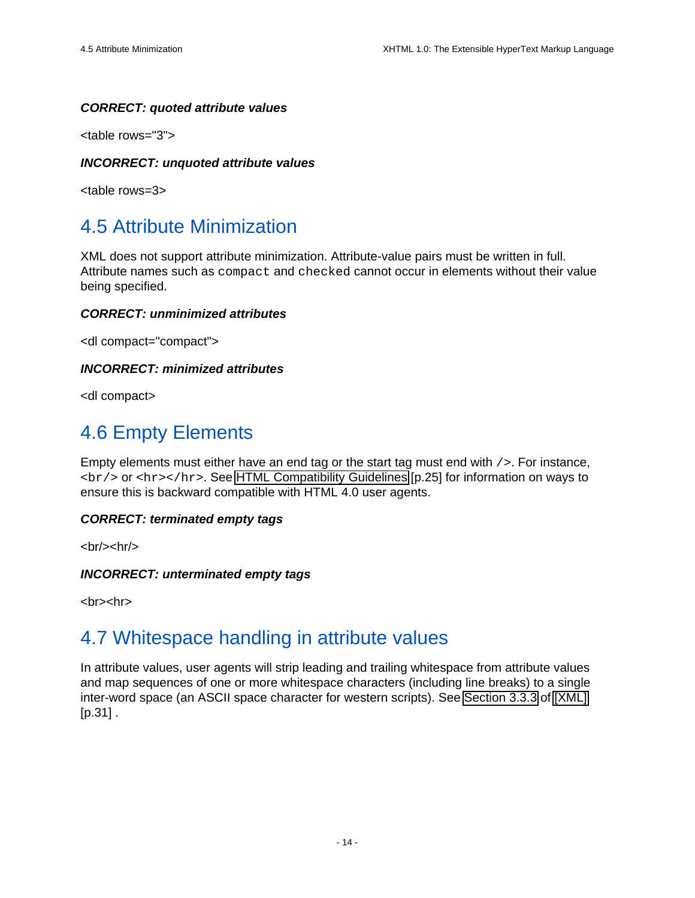***CORRECT: quoted attribute values***

```
<table rows="3">
```

***INCORRECT: unquoted attribute values***

```
<table rows=3>
```

## 4.5 Attribute Minimization

XML does not support attribute minimization. Attribute-value pairs must be written in full. Attribute names such as `compact` and `checked` cannot occur in elements without their value being specified.

***CORRECT: unminimized attributes***

```
<dl compact="compact">
```

***INCORRECT: minimized attributes***

```
<dl compact>
```

## 4.6 Empty Elements

Empty elements must either have an end tag or the start tag must end with `/>`. For instance, `<br/>` or `<hr></hr>`. See HTML Compatibility Guidelines [p.25] for information on ways to ensure this is backward compatible with HTML 4.0 user agents.

***CORRECT: terminated empty tags***

```
<br/><hr/>
```

***INCORRECT: unterminated empty tags***

```
<br><hr>
```

## 4.7 Whitespace handling in attribute values

In attribute values, user agents will strip leading and trailing whitespace from attribute values and map sequences of one or more whitespace characters (including line breaks) to a single inter-word space (an ASCII space character for western scripts). See Section 3.3.3 of [XML] [p.31] .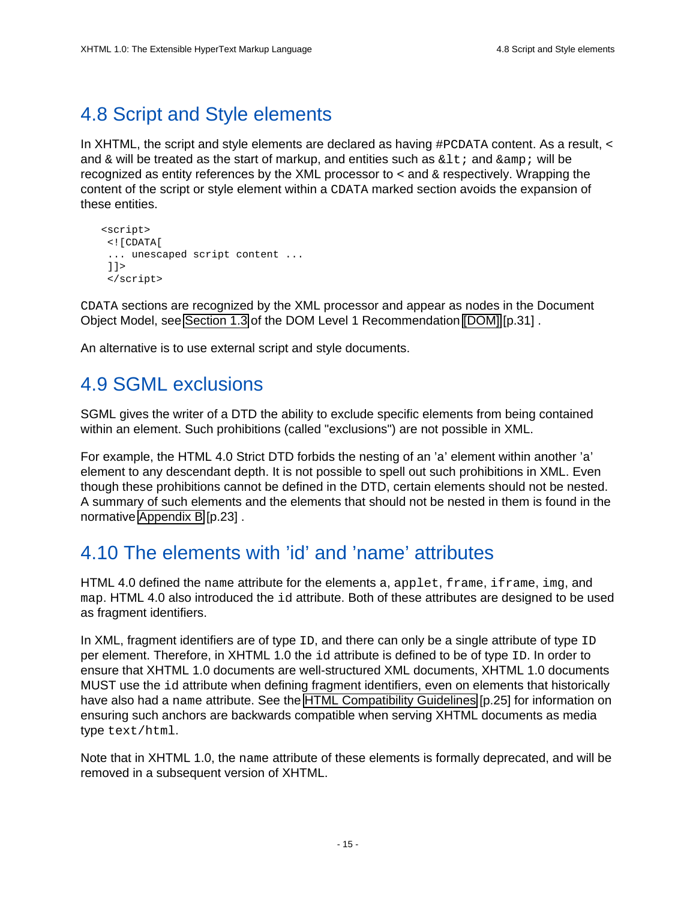## 4.8 Script and Style elements

In XHTML, the script and style elements are declared as having `#PCDATA` content. As a result, `<` and `&` will be treated as the start of markup, and entities such as `&lt;` and `&amp;` will be recognized as entity references by the XML processor to `<` and `&` respectively. Wrapping the content of the script or style element within a `CDATA` marked section avoids the expansion of these entities.

```
<script>
 <![CDATA[
 ... unescaped script content ...
 ]]>
 </script>
```

`CDATA` sections are recognized by the XML processor and appear as nodes in the Document Object Model, see Section 1.3 of the DOM Level 1 Recommendation [DOM] [p.31] .

An alternative is to use external script and style documents.

## 4.9 SGML exclusions

SGML gives the writer of a DTD the ability to exclude specific elements from being contained within an element. Such prohibitions (called "exclusions") are not possible in XML.

For example, the HTML 4.0 Strict DTD forbids the nesting of an 'a' element within another 'a' element to any descendant depth. It is not possible to spell out such prohibitions in XML. Even though these prohibitions cannot be defined in the DTD, certain elements should not be nested. A summary of such elements and the elements that should not be nested in them is found in the normative Appendix B [p.23] .

## 4.10 The elements with 'id' and 'name' attributes

HTML 4.0 defined the `name` attribute for the elements `a`, `applet`, `frame`, `iframe`, `img`, and `map`. HTML 4.0 also introduced the `id` attribute. Both of these attributes are designed to be used as fragment identifiers.

In XML, fragment identifiers are of type `ID`, and there can only be a single attribute of type `ID` per element. Therefore, in XHTML 1.0 the `id` attribute is defined to be of type `ID`. In order to ensure that XHTML 1.0 documents are well-structured XML documents, XHTML 1.0 documents MUST use the `id` attribute when defining fragment identifiers, even on elements that historically have also had a `name` attribute. See the HTML Compatibility Guidelines [p.25] for information on ensuring such anchors are backwards compatible when serving XHTML documents as media type `text/html`.

Note that in XHTML 1.0, the `name` attribute of these elements is formally deprecated, and will be removed in a subsequent version of XHTML.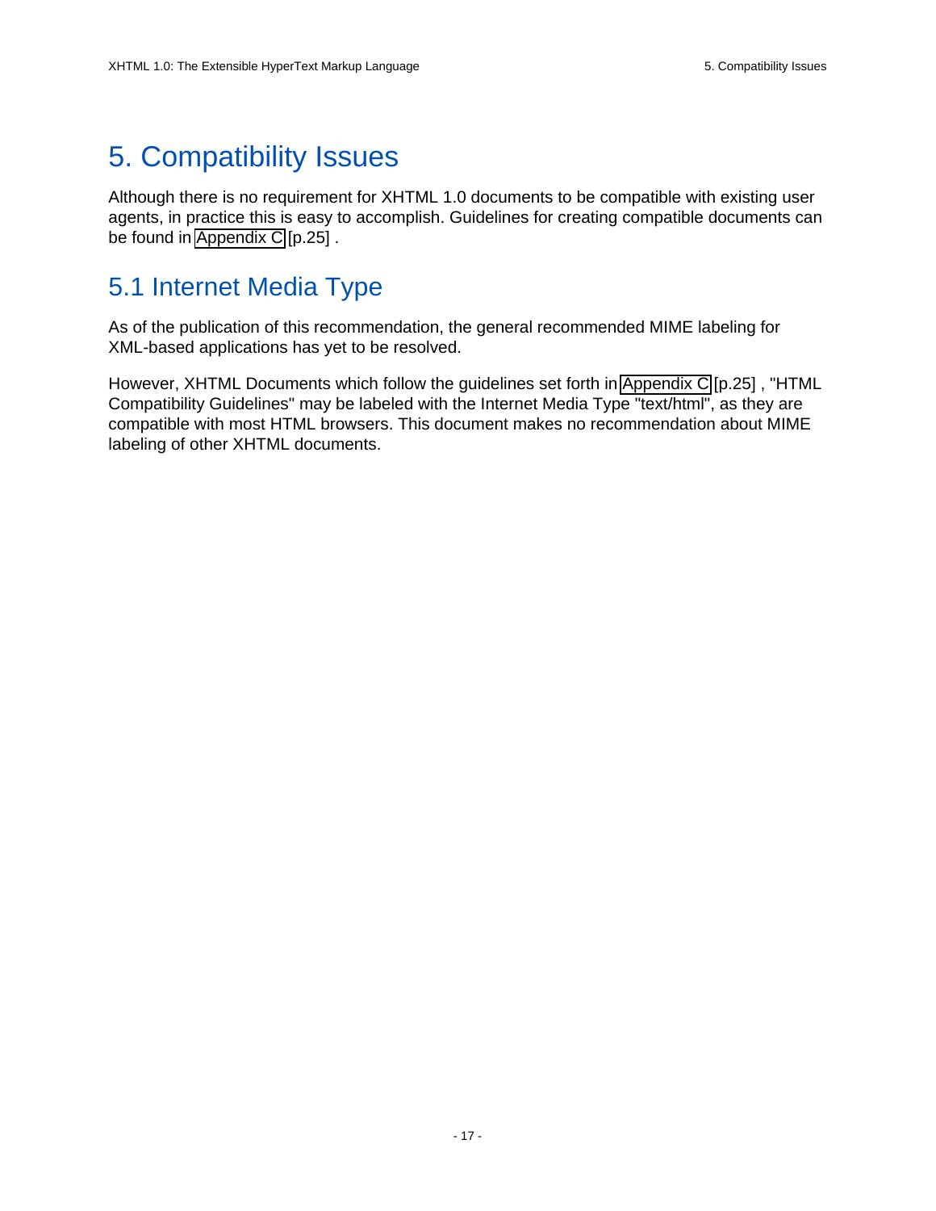# 5. Compatibility Issues

Although there is no requirement for XHTML 1.0 documents to be compatible with existing user agents, in practice this is easy to accomplish. Guidelines for creating compatible documents can be found in Appendix C [p.25] .

## 5.1 Internet Media Type

As of the publication of this recommendation, the general recommended MIME labeling for XML-based applications has yet to be resolved.

However, XHTML Documents which follow the guidelines set forth in Appendix C [p.25] , "HTML Compatibility Guidelines" may be labeled with the Internet Media Type "text/html", as they are compatible with most HTML browsers. This document makes no recommendation about MIME labeling of other XHTML documents.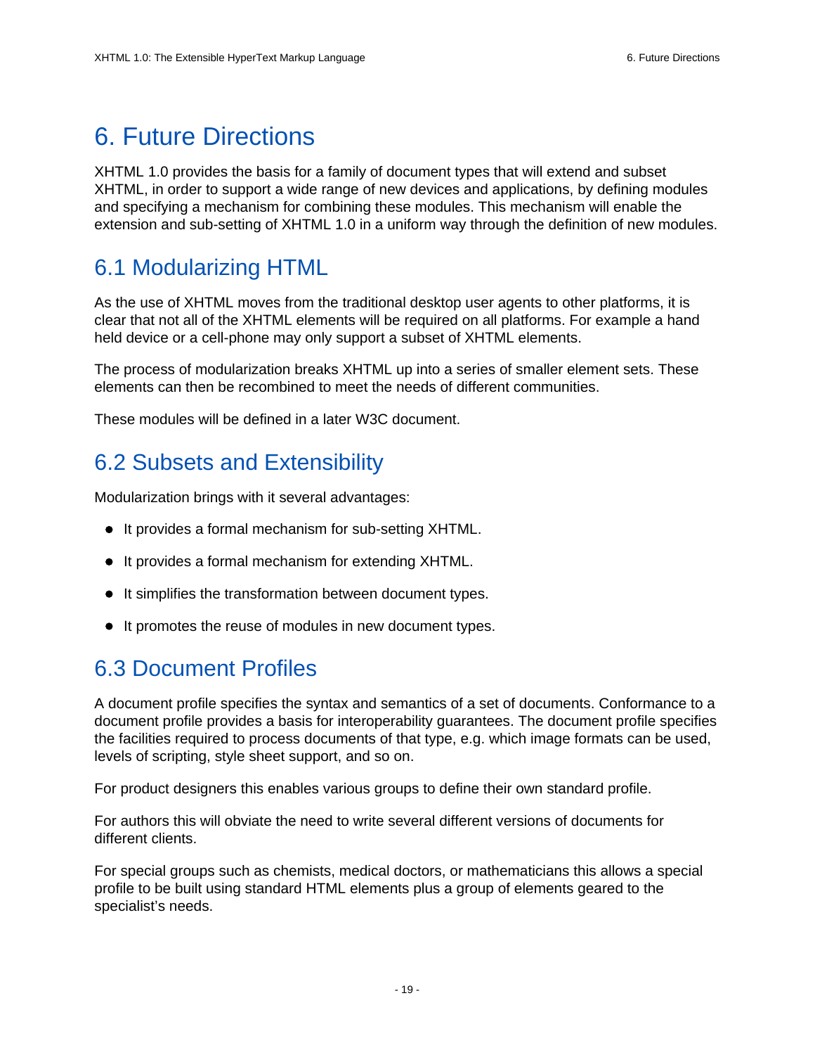# 6. Future Directions

XHTML 1.0 provides the basis for a family of document types that will extend and subset XHTML, in order to support a wide range of new devices and applications, by defining modules and specifying a mechanism for combining these modules. This mechanism will enable the extension and sub-setting of XHTML 1.0 in a uniform way through the definition of new modules.

## 6.1 Modularizing HTML

As the use of XHTML moves from the traditional desktop user agents to other platforms, it is clear that not all of the XHTML elements will be required on all platforms. For example a hand held device or a cell-phone may only support a subset of XHTML elements.

The process of modularization breaks XHTML up into a series of smaller element sets. These elements can then be recombined to meet the needs of different communities.

These modules will be defined in a later W3C document.

## 6.2 Subsets and Extensibility

Modularization brings with it several advantages:

- It provides a formal mechanism for sub-setting XHTML.
- It provides a formal mechanism for extending XHTML.
- It simplifies the transformation between document types.
- It promotes the reuse of modules in new document types.

## 6.3 Document Profiles

A document profile specifies the syntax and semantics of a set of documents. Conformance to a document profile provides a basis for interoperability guarantees. The document profile specifies the facilities required to process documents of that type, e.g. which image formats can be used, levels of scripting, style sheet support, and so on.

For product designers this enables various groups to define their own standard profile.

For authors this will obviate the need to write several different versions of documents for different clients.

For special groups such as chemists, medical doctors, or mathematicians this allows a special profile to be built using standard HTML elements plus a group of elements geared to the specialist's needs.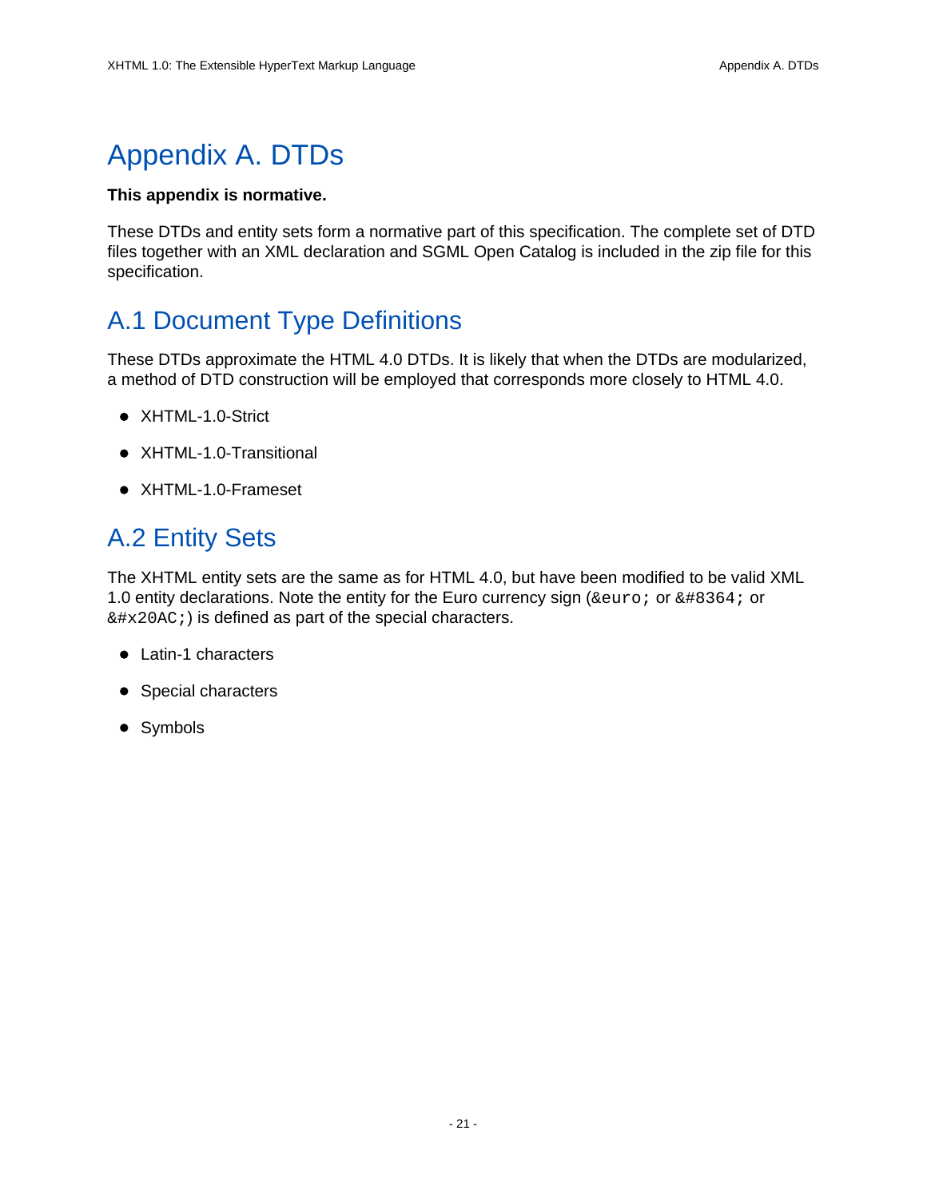# Appendix A. DTDs

**This appendix is normative.**

These DTDs and entity sets form a normative part of this specification. The complete set of DTD files together with an XML declaration and SGML Open Catalog is included in the zip file for this specification.

## A.1 Document Type Definitions

These DTDs approximate the HTML 4.0 DTDs. It is likely that when the DTDs are modularized, a method of DTD construction will be employed that corresponds more closely to HTML 4.0.

- XHTML-1.0-Strict
- XHTML-1.0-Transitional
- XHTML-1.0-Frameset

## A.2 Entity Sets

The XHTML entity sets are the same as for HTML 4.0, but have been modified to be valid XML 1.0 entity declarations. Note the entity for the Euro currency sign (`&euro;` or `&#8364;` or `&#x20AC;`) is defined as part of the special characters.

- Latin-1 characters
- Special characters
- Symbols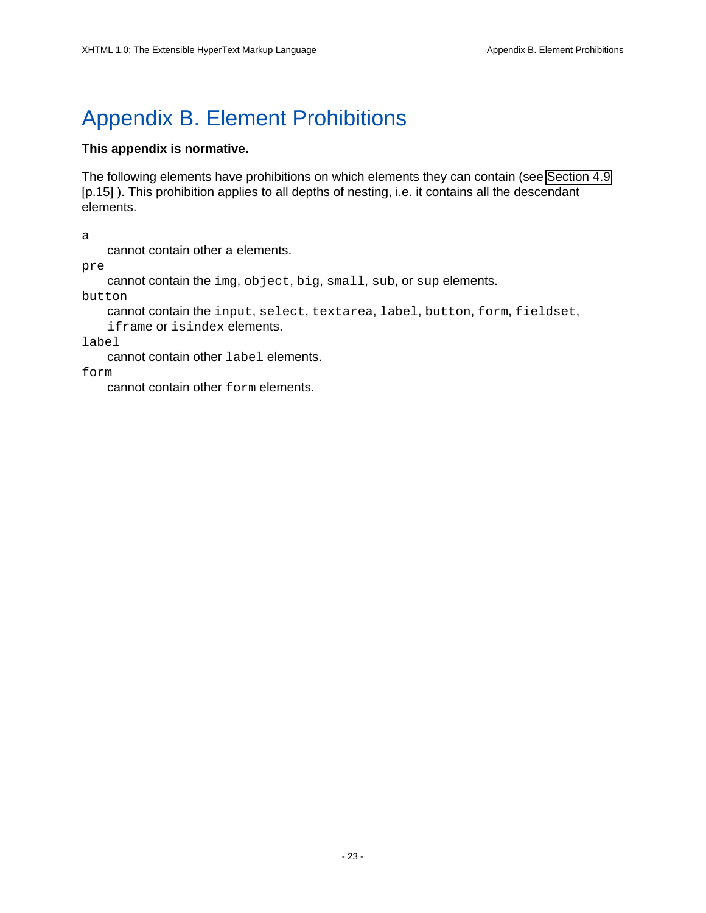# Appendix B. Element Prohibitions

**This appendix is normative.**

The following elements have prohibitions on which elements they can contain (see Section 4.9 [p.15] ). This prohibition applies to all depths of nesting, i.e. it contains all the descendant elements.

`a`
: cannot contain other a elements.

`pre`
: cannot contain the `img`, `object`, `big`, `small`, `sub`, or `sup` elements.

`button`
: cannot contain the `input`, `select`, `textarea`, `label`, `button`, `form`, `fieldset`, `iframe` or `isindex` elements.

`label`
: cannot contain other `label` elements.

`form`
: cannot contain other `form` elements.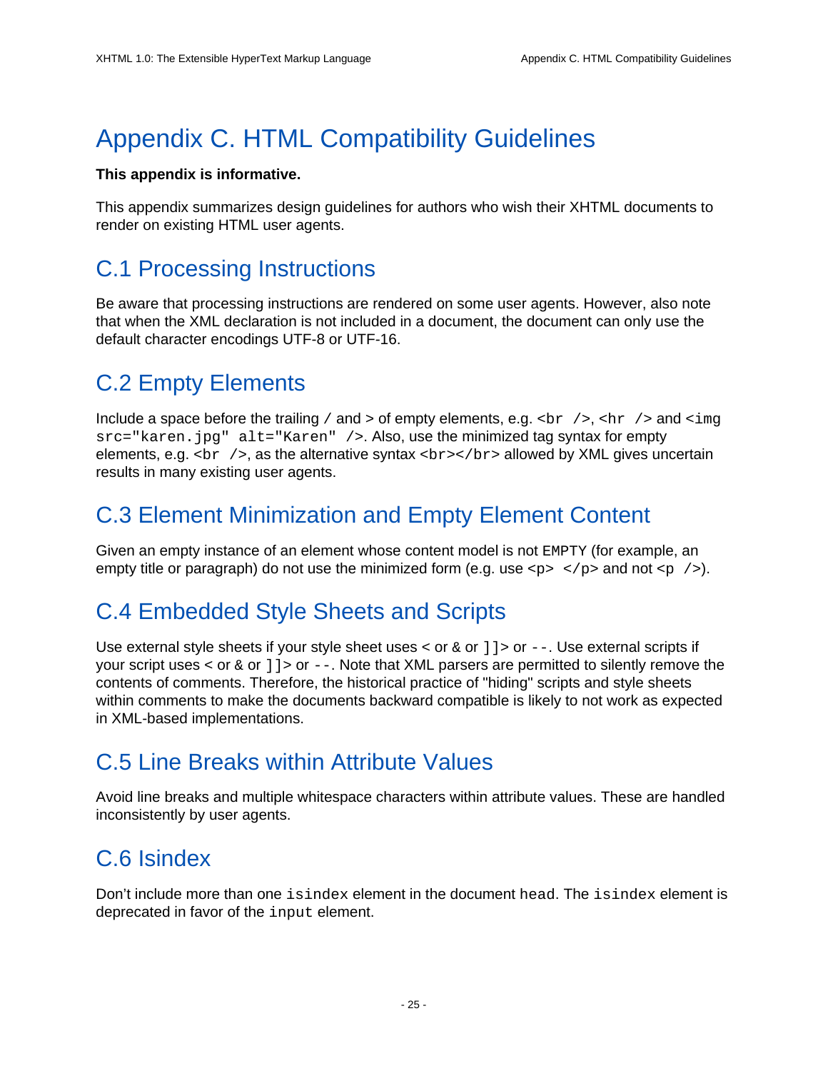# Appendix C. HTML Compatibility Guidelines

**This appendix is informative.**

This appendix summarizes design guidelines for authors who wish their XHTML documents to render on existing HTML user agents.

## C.1 Processing Instructions

Be aware that processing instructions are rendered on some user agents. However, also note that when the XML declaration is not included in a document, the document can only use the default character encodings UTF-8 or UTF-16.

## C.2 Empty Elements

Include a space before the trailing `/` and `>` of empty elements, e.g. `<br />`, `<hr />` and `<img src="karen.jpg" alt="Karen" />`. Also, use the minimized tag syntax for empty elements, e.g. `<br />`, as the alternative syntax `<br></br>` allowed by XML gives uncertain results in many existing user agents.

## C.3 Element Minimization and Empty Element Content

Given an empty instance of an element whose content model is not `EMPTY` (for example, an empty title or paragraph) do not use the minimized form (e.g. use `<p> </p>` and not `<p />`).

## C.4 Embedded Style Sheets and Scripts

Use external style sheets if your style sheet uses `<` or `&` or `]]>` or `--`. Use external scripts if your script uses `<` or `&` or `]]>` or `--`. Note that XML parsers are permitted to silently remove the contents of comments. Therefore, the historical practice of "hiding" scripts and style sheets within comments to make the documents backward compatible is likely to not work as expected in XML-based implementations.

## C.5 Line Breaks within Attribute Values

Avoid line breaks and multiple whitespace characters within attribute values. These are handled inconsistently by user agents.

## C.6 Isindex

Don't include more than one `isindex` element in the document `head`. The `isindex` element is deprecated in favor of the `input` element.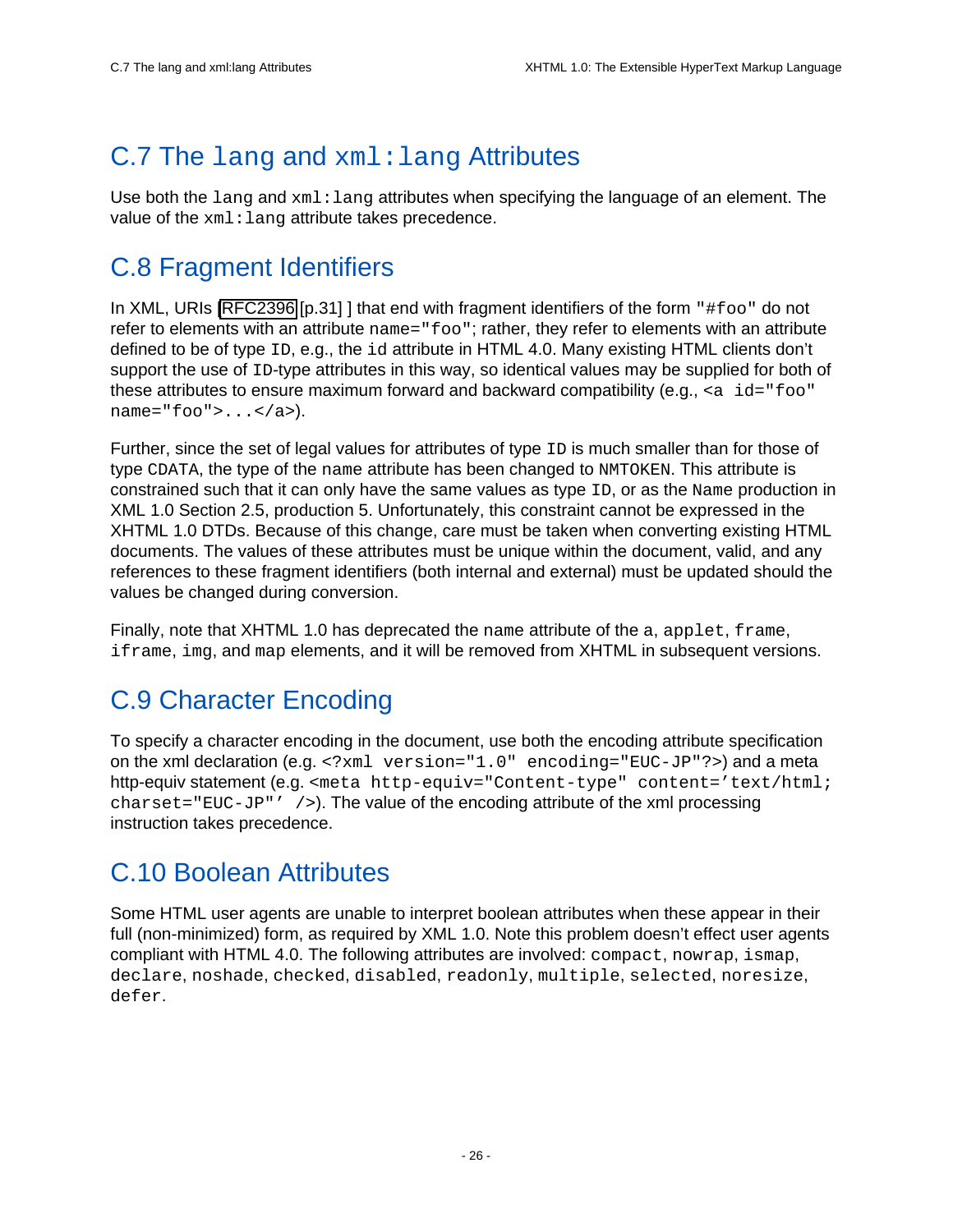## C.7 The `lang` and `xml:lang` Attributes

Use both the `lang` and `xml:lang` attributes when specifying the language of an element. The value of the `xml:lang` attribute takes precedence.

## C.8 Fragment Identifiers

In XML, URIs [RFC2396 [p.31] ] that end with fragment identifiers of the form `"#foo"` do not refer to elements with an attribute `name="foo"`; rather, they refer to elements with an attribute defined to be of type `ID`, e.g., the `id` attribute in HTML 4.0. Many existing HTML clients don't support the use of `ID`-type attributes in this way, so identical values may be supplied for both of these attributes to ensure maximum forward and backward compatibility (e.g., `<a id="foo" name="foo">...</a>`).

Further, since the set of legal values for attributes of type `ID` is much smaller than for those of type `CDATA`, the type of the `name` attribute has been changed to `NMTOKEN`. This attribute is constrained such that it can only have the same values as type `ID`, or as the `Name` production in XML 1.0 Section 2.5, production 5. Unfortunately, this constraint cannot be expressed in the XHTML 1.0 DTDs. Because of this change, care must be taken when converting existing HTML documents. The values of these attributes must be unique within the document, valid, and any references to these fragment identifiers (both internal and external) must be updated should the values be changed during conversion.

Finally, note that XHTML 1.0 has deprecated the `name` attribute of the `a`, `applet`, `frame`, `iframe`, `img`, and `map` elements, and it will be removed from XHTML in subsequent versions.

## C.9 Character Encoding

To specify a character encoding in the document, use both the encoding attribute specification on the xml declaration (e.g. `<?xml version="1.0" encoding="EUC-JP"?>`) and a meta http-equiv statement (e.g. `<meta http-equiv="Content-type" content='text/html; charset="EUC-JP"' />`). The value of the encoding attribute of the xml processing instruction takes precedence.

## C.10 Boolean Attributes

Some HTML user agents are unable to interpret boolean attributes when these appear in their full (non-minimized) form, as required by XML 1.0. Note this problem doesn't effect user agents compliant with HTML 4.0. The following attributes are involved: `compact`, `nowrap`, `ismap`, `declare`, `noshade`, `checked`, `disabled`, `readonly`, `multiple`, `selected`, `noresize`, `defer`.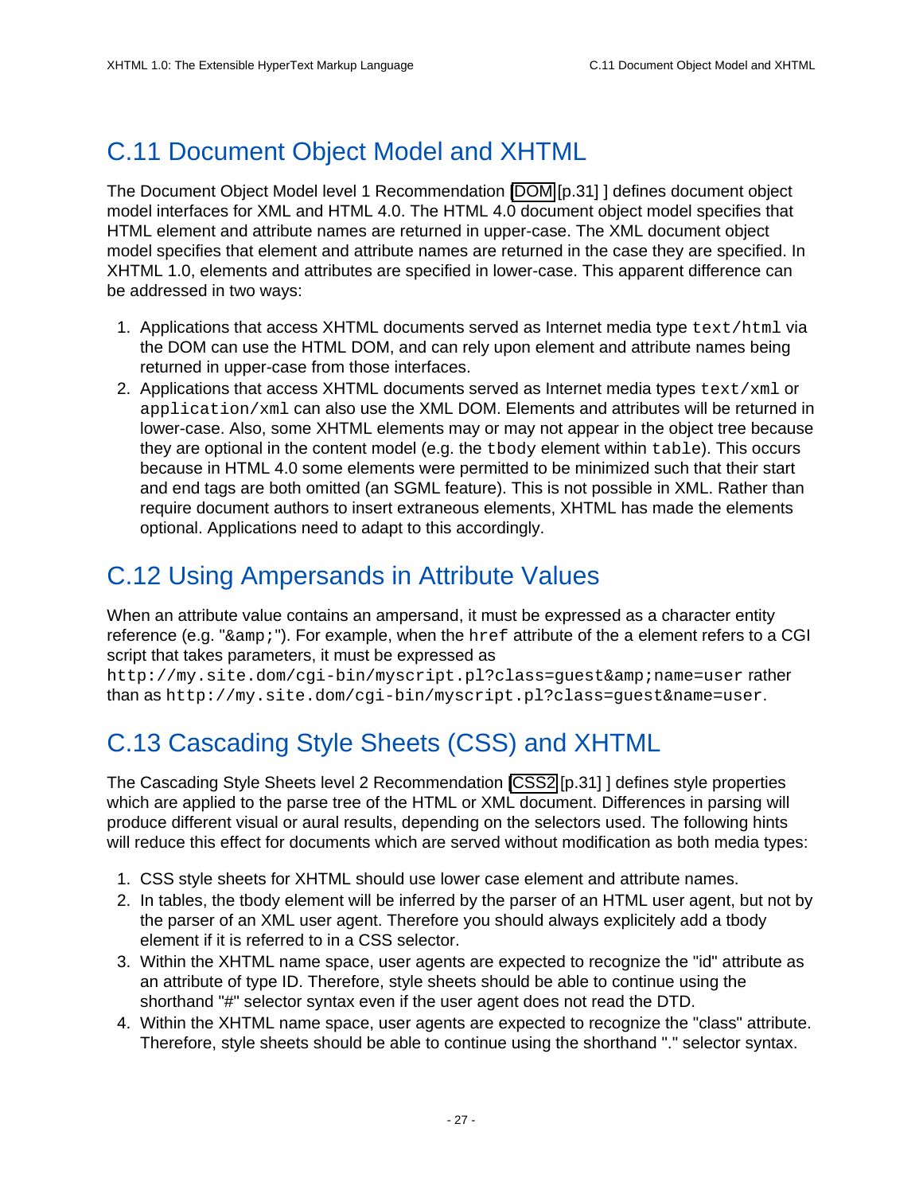## C.11 Document Object Model and XHTML

The Document Object Model level 1 Recommendation [DOM [p.31] ] defines document object model interfaces for XML and HTML 4.0. The HTML 4.0 document object model specifies that HTML element and attribute names are returned in upper-case. The XML document object model specifies that element and attribute names are returned in the case they are specified. In XHTML 1.0, elements and attributes are specified in lower-case. This apparent difference can be addressed in two ways:

1. Applications that access XHTML documents served as Internet media type `text/html` via the DOM can use the HTML DOM, and can rely upon element and attribute names being returned in upper-case from those interfaces.
2. Applications that access XHTML documents served as Internet media types `text/xml` or `application/xml` can also use the XML DOM. Elements and attributes will be returned in lower-case. Also, some XHTML elements may or may not appear in the object tree because they are optional in the content model (e.g. the `tbody` element within `table`). This occurs because in HTML 4.0 some elements were permitted to be minimized such that their start and end tags are both omitted (an SGML feature). This is not possible in XML. Rather than require document authors to insert extraneous elements, XHTML has made the elements optional. Applications need to adapt to this accordingly.

## C.12 Using Ampersands in Attribute Values

When an attribute value contains an ampersand, it must be expressed as a character entity reference (e.g. "`&amp;`"). For example, when the `href` attribute of the a element refers to a CGI script that takes parameters, it must be expressed as `http://my.site.dom/cgi-bin/myscript.pl?class=guest&amp;name=user` rather than as `http://my.site.dom/cgi-bin/myscript.pl?class=guest&name=user`.

## C.13 Cascading Style Sheets (CSS) and XHTML

The Cascading Style Sheets level 2 Recommendation [CSS2 [p.31] ] defines style properties which are applied to the parse tree of the HTML or XML document. Differences in parsing will produce different visual or aural results, depending on the selectors used. The following hints will reduce this effect for documents which are served without modification as both media types:

1. CSS style sheets for XHTML should use lower case element and attribute names.
2. In tables, the tbody element will be inferred by the parser of an HTML user agent, but not by the parser of an XML user agent. Therefore you should always explicitely add a tbody element if it is referred to in a CSS selector.
3. Within the XHTML name space, user agents are expected to recognize the "id" attribute as an attribute of type ID. Therefore, style sheets should be able to continue using the shorthand "#" selector syntax even if the user agent does not read the DTD.
4. Within the XHTML name space, user agents are expected to recognize the "class" attribute. Therefore, style sheets should be able to continue using the shorthand "." selector syntax.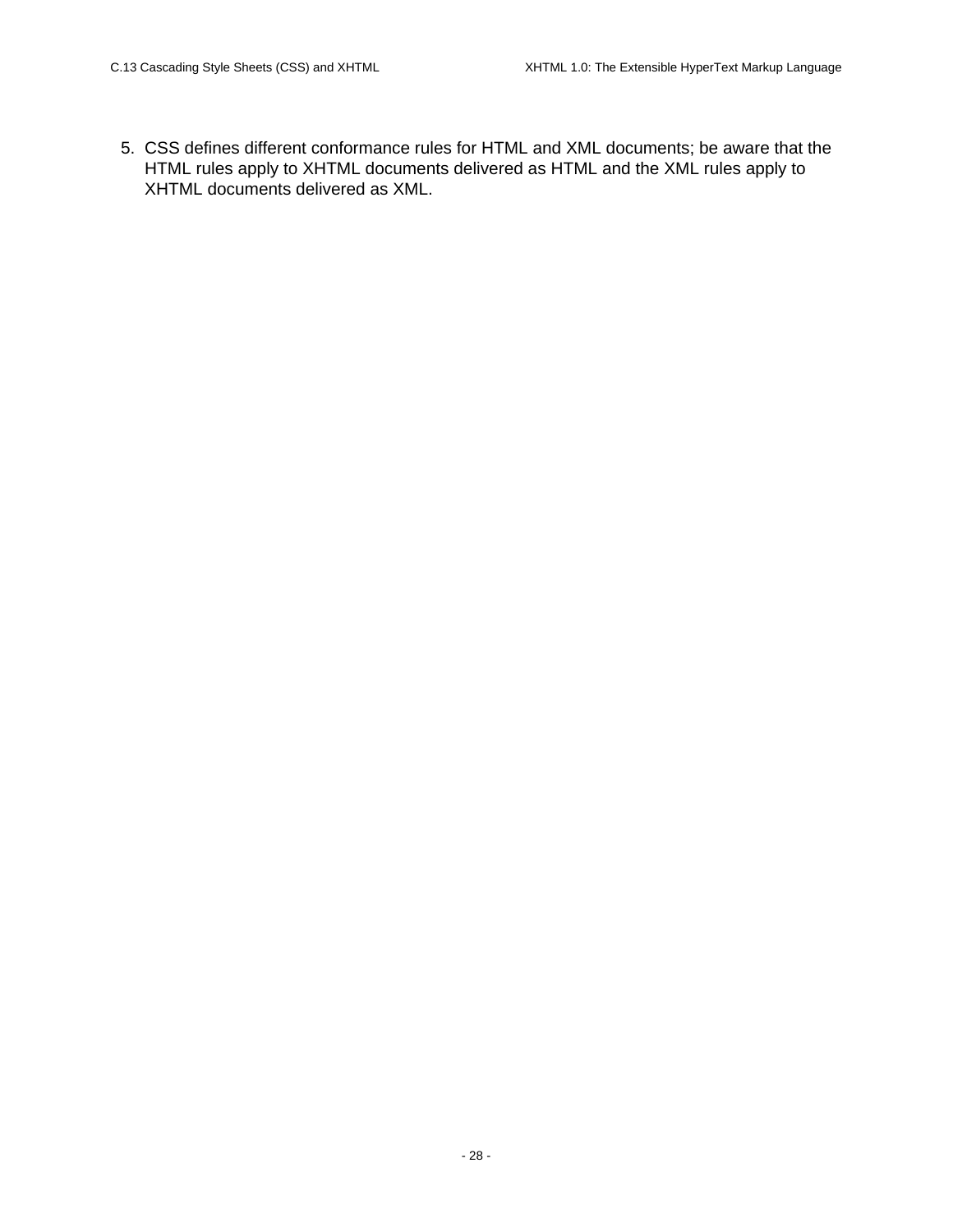5. CSS defines different conformance rules for HTML and XML documents; be aware that the HTML rules apply to XHTML documents delivered as HTML and the XML rules apply to XHTML documents delivered as XML.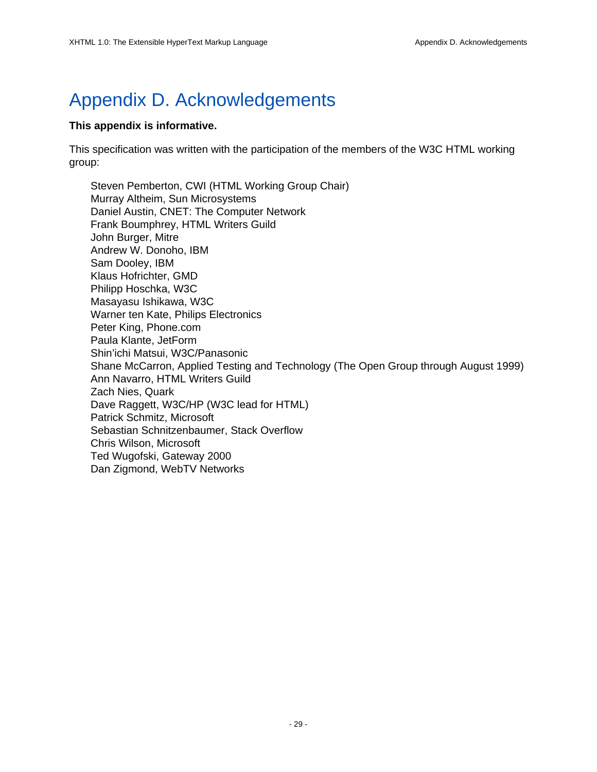# Appendix D. Acknowledgements

**This appendix is informative.**

This specification was written with the participation of the members of the W3C HTML working group:

Steven Pemberton, CWI (HTML Working Group Chair)
Murray Altheim, Sun Microsystems
Daniel Austin, CNET: The Computer Network
Frank Boumphrey, HTML Writers Guild
John Burger, Mitre
Andrew W. Donoho, IBM
Sam Dooley, IBM
Klaus Hofrichter, GMD
Philipp Hoschka, W3C
Masayasu Ishikawa, W3C
Warner ten Kate, Philips Electronics
Peter King, Phone.com
Paula Klante, JetForm
Shin'ichi Matsui, W3C/Panasonic
Shane McCarron, Applied Testing and Technology (The Open Group through August 1999)
Ann Navarro, HTML Writers Guild
Zach Nies, Quark
Dave Raggett, W3C/HP (W3C lead for HTML)
Patrick Schmitz, Microsoft
Sebastian Schnitzenbaumer, Stack Overflow
Chris Wilson, Microsoft
Ted Wugofski, Gateway 2000
Dan Zigmond, WebTV Networks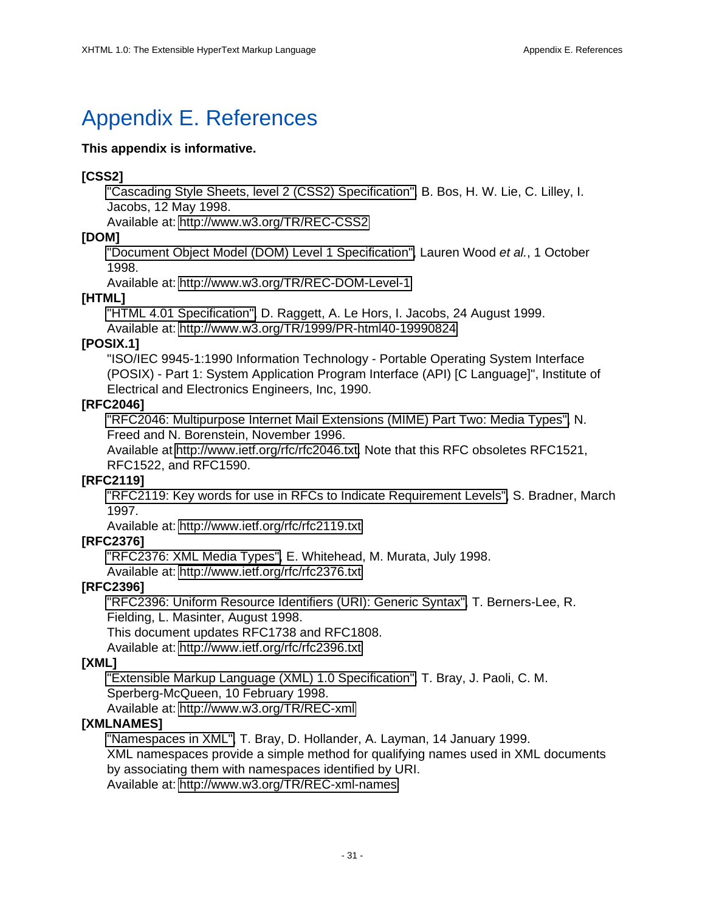# Appendix E. References

**This appendix is informative.**

**[CSS2]**
: "Cascading Style Sheets, level 2 (CSS2) Specification", B. Bos, H. W. Lie, C. Lilley, I. Jacobs, 12 May 1998.
Available at: http://www.w3.org/TR/REC-CSS2

**[DOM]**
: "Document Object Model (DOM) Level 1 Specification", Lauren Wood *et al.*, 1 October 1998.
Available at: http://www.w3.org/TR/REC-DOM-Level-1

**[HTML]**
: "HTML 4.01 Specification", D. Raggett, A. Le Hors, I. Jacobs, 24 August 1999.
Available at: http://www.w3.org/TR/1999/PR-html40-19990824

**[POSIX.1]**
: "ISO/IEC 9945-1:1990 Information Technology - Portable Operating System Interface (POSIX) - Part 1: System Application Program Interface (API) [C Language]", Institute of Electrical and Electronics Engineers, Inc, 1990.

**[RFC2046]**
: "RFC2046: Multipurpose Internet Mail Extensions (MIME) Part Two: Media Types", N. Freed and N. Borenstein, November 1996.
Available at http://www.ietf.org/rfc/rfc2046.txt. Note that this RFC obsoletes RFC1521, RFC1522, and RFC1590.

**[RFC2119]**
: "RFC2119: Key words for use in RFCs to Indicate Requirement Levels", S. Bradner, March 1997.
Available at: http://www.ietf.org/rfc/rfc2119.txt

**[RFC2376]**
: "RFC2376: XML Media Types", E. Whitehead, M. Murata, July 1998.
Available at: http://www.ietf.org/rfc/rfc2376.txt

**[RFC2396]**
: "RFC2396: Uniform Resource Identifiers (URI): Generic Syntax", T. Berners-Lee, R. Fielding, L. Masinter, August 1998.
This document updates RFC1738 and RFC1808.
Available at: http://www.ietf.org/rfc/rfc2396.txt

**[XML]**
: "Extensible Markup Language (XML) 1.0 Specification", T. Bray, J. Paoli, C. M. Sperberg-McQueen, 10 February 1998.
Available at: http://www.w3.org/TR/REC-xml

**[XMLNAMES]**
: "Namespaces in XML", T. Bray, D. Hollander, A. Layman, 14 January 1999.
XML namespaces provide a simple method for qualifying names used in XML documents by associating them with namespaces identified by URI.
Available at: http://www.w3.org/TR/REC-xml-names